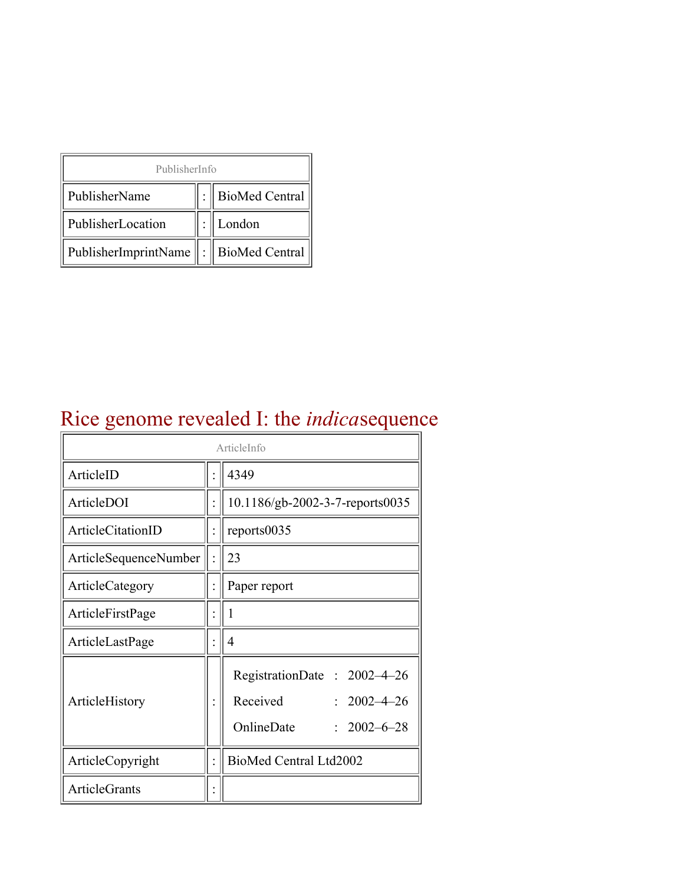| PublisherInfo | | |
|---|---|---|
| PublisherName | : | BioMed Central |
| PublisherLocation | : | London |
| PublisherImprintName | : | BioMed Central |

# Rice genome revealed I: the *indica*sequence

| ArticleInfo | | |
|---|---|---|
| ArticleID | : | 4349 |
| ArticleDOI | : | 10.1186/gb-2002-3-7-reports0035 |
| ArticleCitationID | : | reports0035 |
| ArticleSequenceNumber | : | 23 |
| ArticleCategory | : | Paper report |
| ArticleFirstPage | : | 1 |
| ArticleLastPage | : | 4 |
| ArticleHistory | : | RegistrationDate : 2002–4–26<br>Received : 2002–4–26<br>OnlineDate : 2002–6–28 |
| ArticleCopyright | : | BioMed Central Ltd2002 |
| ArticleGrants | : | |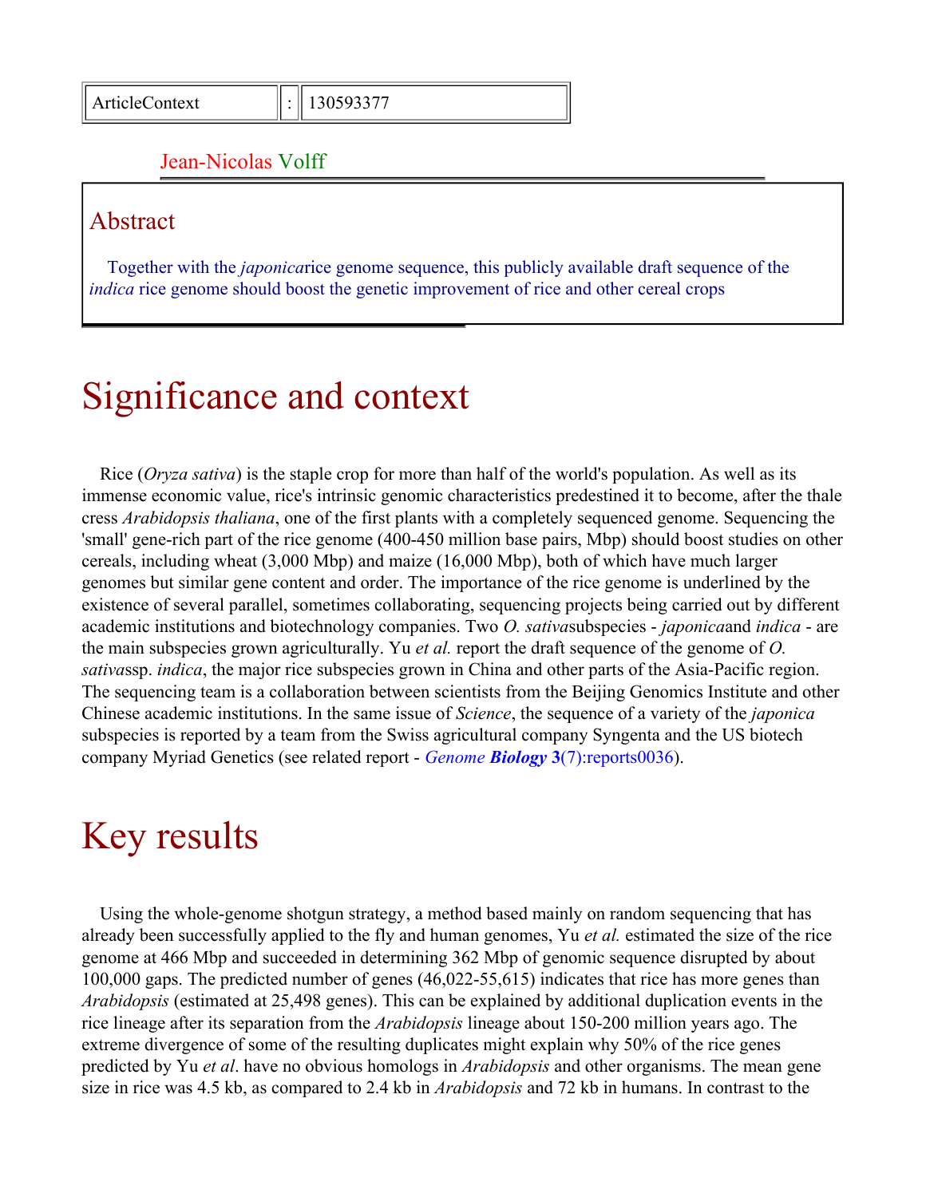| ArticleContext | : | 130593377 |
| --- | --- | --- |

Jean-Nicolas Volff

## Abstract

Together with the *japonica* rice genome sequence, this publicly available draft sequence of the *indica* rice genome should boost the genetic improvement of rice and other cereal crops

# Significance and context

Rice (*Oryza sativa*) is the staple crop for more than half of the world's population. As well as its immense economic value, rice's intrinsic genomic characteristics predestined it to become, after the thale cress *Arabidopsis thaliana*, one of the first plants with a completely sequenced genome. Sequencing the 'small' gene-rich part of the rice genome (400-450 million base pairs, Mbp) should boost studies on other cereals, including wheat (3,000 Mbp) and maize (16,000 Mbp), both of which have much larger genomes but similar gene content and order. The importance of the rice genome is underlined by the existence of several parallel, sometimes collaborating, sequencing projects being carried out by different academic institutions and biotechnology companies. Two *O. sativa* subspecies - *japonica* and *indica* - are the main subspecies grown agriculturally. Yu *et al.* report the draft sequence of the genome of *O. sativa* ssp. *indica*, the major rice subspecies grown in China and other parts of the Asia-Pacific region. The sequencing team is a collaboration between scientists from the Beijing Genomics Institute and other Chinese academic institutions. In the same issue of *Science*, the sequence of a variety of the *japonica* subspecies is reported by a team from the Swiss agricultural company Syngenta and the US biotech company Myriad Genetics (see related report - *Genome* ***Biology*** **3**(7):reports0036).

# Key results

Using the whole-genome shotgun strategy, a method based mainly on random sequencing that has already been successfully applied to the fly and human genomes, Yu *et al.* estimated the size of the rice genome at 466 Mbp and succeeded in determining 362 Mbp of genomic sequence disrupted by about 100,000 gaps. The predicted number of genes (46,022-55,615) indicates that rice has more genes than *Arabidopsis* (estimated at 25,498 genes). This can be explained by additional duplication events in the rice lineage after its separation from the *Arabidopsis* lineage about 150-200 million years ago. The extreme divergence of some of the resulting duplicates might explain why 50% of the rice genes predicted by Yu *et al*. have no obvious homologs in *Arabidopsis* and other organisms. The mean gene size in rice was 4.5 kb, as compared to 2.4 kb in *Arabidopsis* and 72 kb in humans. In contrast to the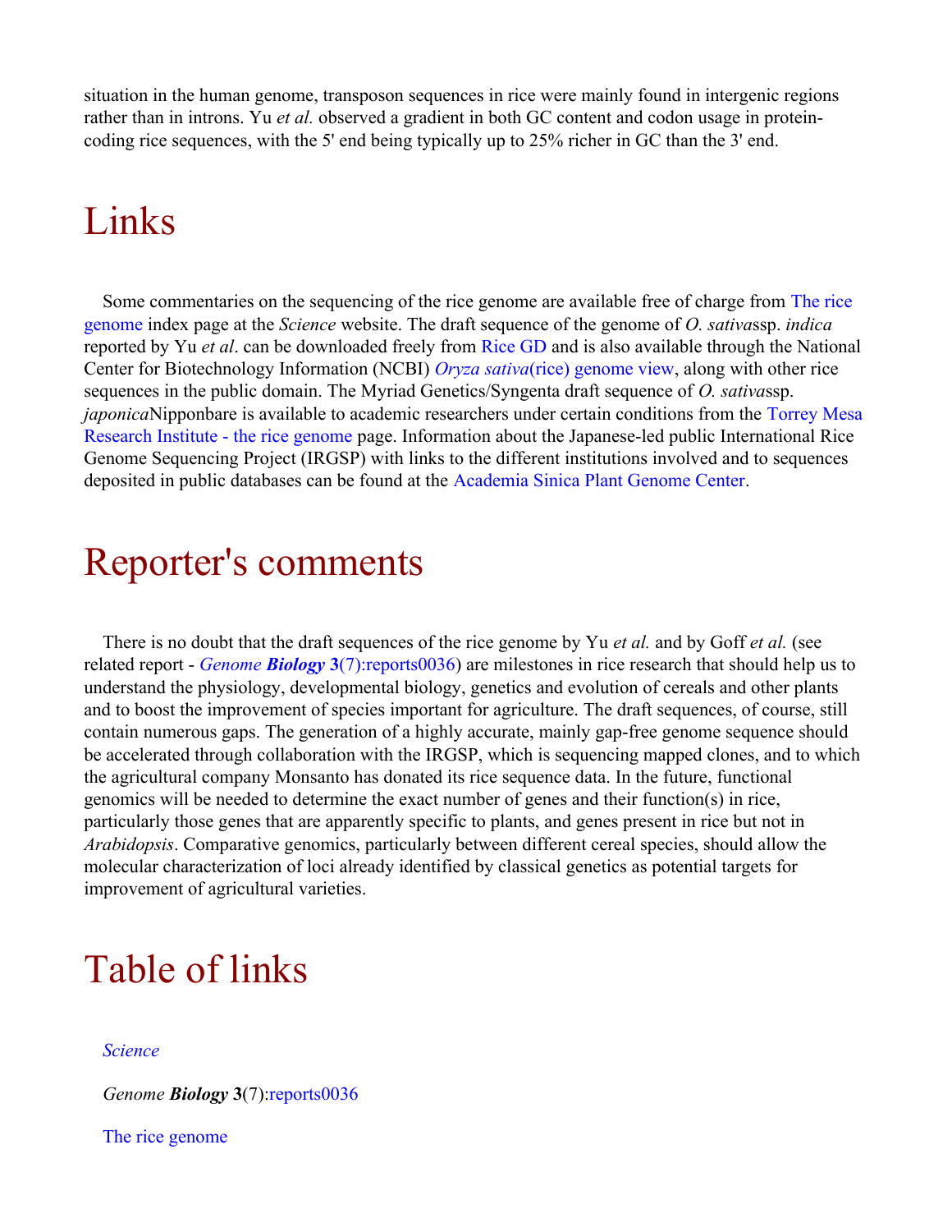situation in the human genome, transposon sequences in rice were mainly found in intergenic regions rather than in introns. Yu *et al.* observed a gradient in both GC content and codon usage in protein-coding rice sequences, with the 5' end being typically up to 25% richer in GC than the 3' end.

# Links

Some commentaries on the sequencing of the rice genome are available free of charge from The rice genome index page at the *Science* website. The draft sequence of the genome of *O. sativa* ssp. *indica* reported by Yu *et al*. can be downloaded freely from Rice GD and is also available through the National Center for Biotechnology Information (NCBI) *Oryza sativa* (rice) genome view, along with other rice sequences in the public domain. The Myriad Genetics/Syngenta draft sequence of *O. sativa* ssp. *japonica* Nipponbare is available to academic researchers under certain conditions from the Torrey Mesa Research Institute - the rice genome page. Information about the Japanese-led public International Rice Genome Sequencing Project (IRGSP) with links to the different institutions involved and to sequences deposited in public databases can be found at the Academia Sinica Plant Genome Center.

# Reporter's comments

There is no doubt that the draft sequences of the rice genome by Yu *et al.* and by Goff *et al.* (see related report - *Genome* ***Biology*** **3**(7):reports0036) are milestones in rice research that should help us to understand the physiology, developmental biology, genetics and evolution of cereals and other plants and to boost the improvement of species important for agriculture. The draft sequences, of course, still contain numerous gaps. The generation of a highly accurate, mainly gap-free genome sequence should be accelerated through collaboration with the IRGSP, which is sequencing mapped clones, and to which the agricultural company Monsanto has donated its rice sequence data. In the future, functional genomics will be needed to determine the exact number of genes and their function(s) in rice, particularly those genes that are apparently specific to plants, and genes present in rice but not in *Arabidopsis*. Comparative genomics, particularly between different cereal species, should allow the molecular characterization of loci already identified by classical genetics as potential targets for improvement of agricultural varieties.

# Table of links

*Science*

*Genome* ***Biology*** **3**(7):reports0036

The rice genome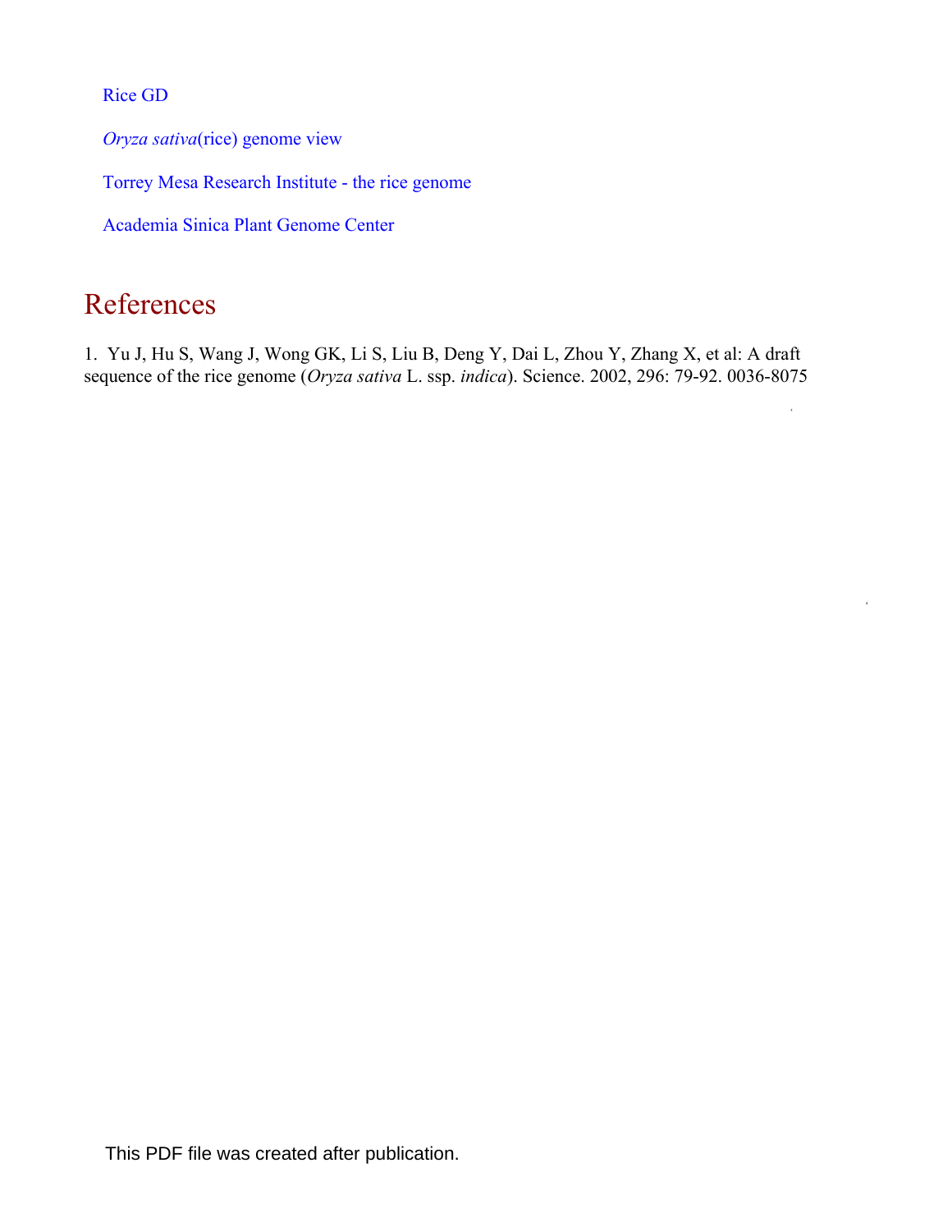Rice GD

*Oryza sativa*(rice) genome view

Torrey Mesa Research Institute - the rice genome

Academia Sinica Plant Genome Center

## References

1. Yu J, Hu S, Wang J, Wong GK, Li S, Liu B, Deng Y, Dai L, Zhou Y, Zhang X, et al: A draft sequence of the rice genome (*Oryza sativa* L. ssp. *indica*). Science. 2002, 296: 79-92. 0036-8075

This PDF file was created after publication.